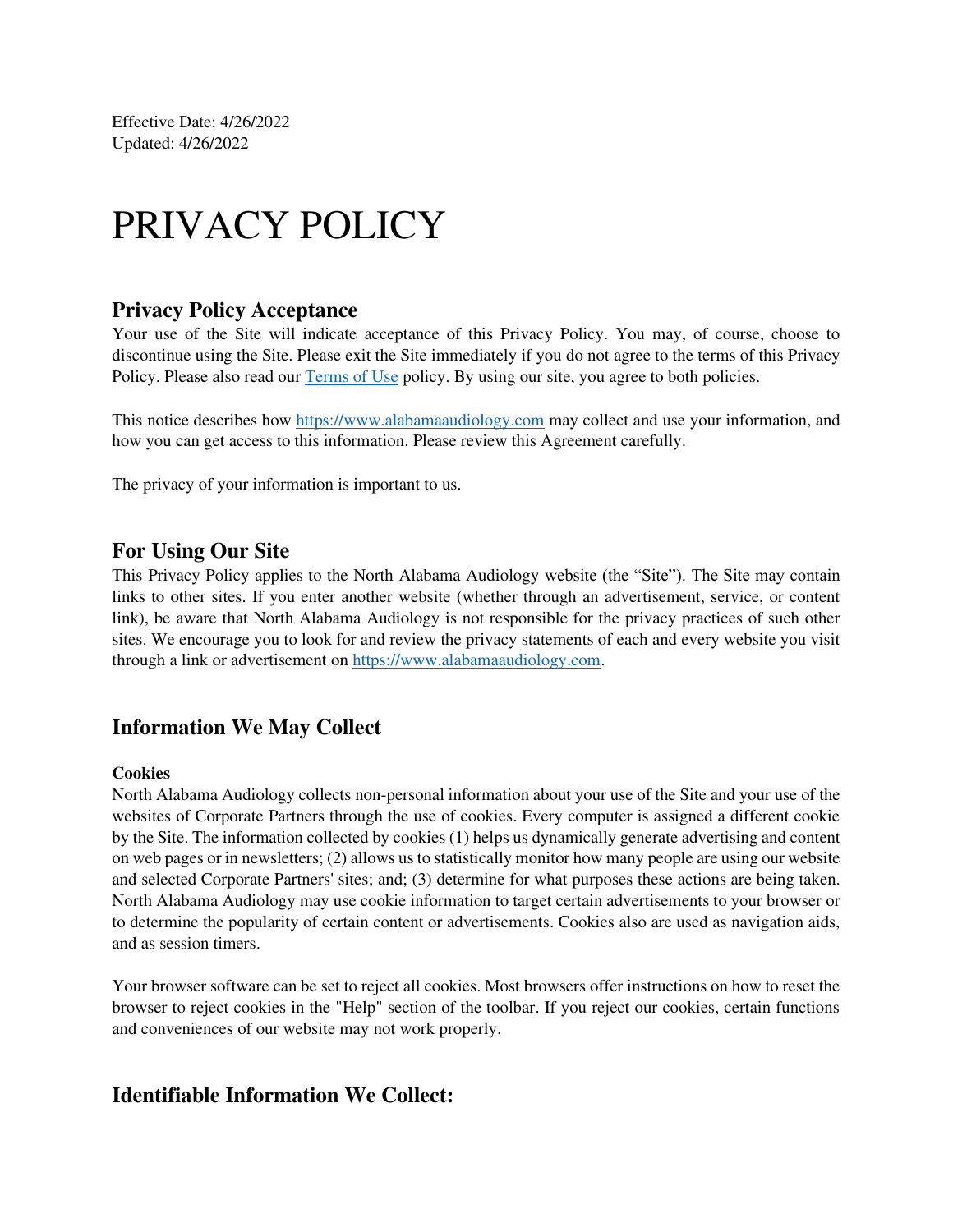Effective Date: 4/26/2022
Updated: 4/26/2022

# PRIVACY POLICY

## Privacy Policy Acceptance

Your use of the Site will indicate acceptance of this Privacy Policy. You may, of course, choose to discontinue using the Site. Please exit the Site immediately if you do not agree to the terms of this Privacy Policy. Please also read our [Terms of Use](#) policy. By using our site, you agree to both policies.

This notice describes how [https://www.alabamaaudiology.com](https://www.alabamaaudiology.com) may collect and use your information, and how you can get access to this information. Please review this Agreement carefully.

The privacy of your information is important to us.

## For Using Our Site

This Privacy Policy applies to the North Alabama Audiology website (the "Site"). The Site may contain links to other sites. If you enter another website (whether through an advertisement, service, or content link), be aware that North Alabama Audiology is not responsible for the privacy practices of such other sites. We encourage you to look for and review the privacy statements of each and every website you visit through a link or advertisement on [https://www.alabamaaudiology.com](https://www.alabamaaudiology.com).

## Information We May Collect

**Cookies**

North Alabama Audiology collects non-personal information about your use of the Site and your use of the websites of Corporate Partners through the use of cookies. Every computer is assigned a different cookie by the Site. The information collected by cookies (1) helps us dynamically generate advertising and content on web pages or in newsletters; (2) allows us to statistically monitor how many people are using our website and selected Corporate Partners' sites; and; (3) determine for what purposes these actions are being taken. North Alabama Audiology may use cookie information to target certain advertisements to your browser or to determine the popularity of certain content or advertisements. Cookies also are used as navigation aids, and as session timers.

Your browser software can be set to reject all cookies. Most browsers offer instructions on how to reset the browser to reject cookies in the "Help" section of the toolbar. If you reject our cookies, certain functions and conveniences of our website may not work properly.

## Identifiable Information We Collect: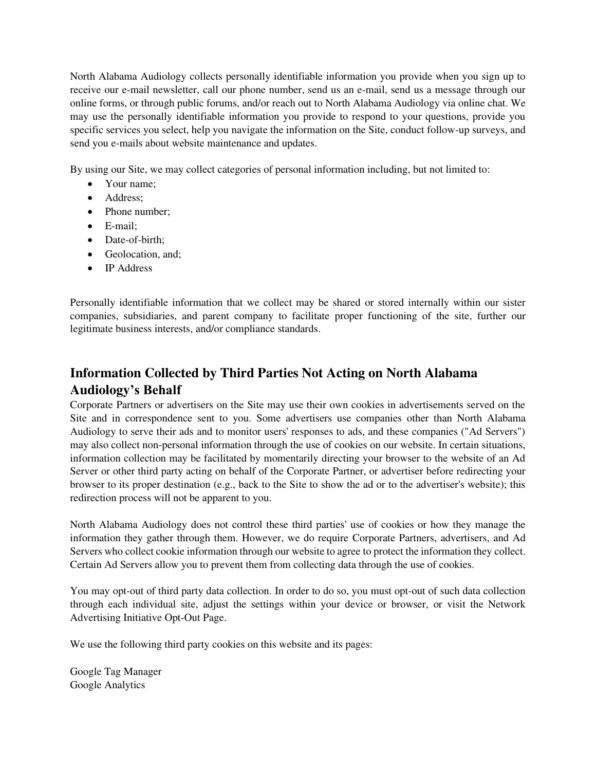North Alabama Audiology collects personally identifiable information you provide when you sign up to receive our e-mail newsletter, call our phone number, send us an e-mail, send us a message through our online forms, or through public forums, and/or reach out to North Alabama Audiology via online chat. We may use the personally identifiable information you provide to respond to your questions, provide you specific services you select, help you navigate the information on the Site, conduct follow-up surveys, and send you e-mails about website maintenance and updates.

By using our Site, we may collect categories of personal information including, but not limited to:

- Your name;
- Address;
- Phone number;
- E-mail;
- Date-of-birth;
- Geolocation, and;
- IP Address

Personally identifiable information that we collect may be shared or stored internally within our sister companies, subsidiaries, and parent company to facilitate proper functioning of the site, further our legitimate business interests, and/or compliance standards.

## Information Collected by Third Parties Not Acting on North Alabama Audiology's Behalf

Corporate Partners or advertisers on the Site may use their own cookies in advertisements served on the Site and in correspondence sent to you. Some advertisers use companies other than North Alabama Audiology to serve their ads and to monitor users' responses to ads, and these companies ("Ad Servers") may also collect non-personal information through the use of cookies on our website. In certain situations, information collection may be facilitated by momentarily directing your browser to the website of an Ad Server or other third party acting on behalf of the Corporate Partner, or advertiser before redirecting your browser to its proper destination (e.g., back to the Site to show the ad or to the advertiser's website); this redirection process will not be apparent to you.

North Alabama Audiology does not control these third parties' use of cookies or how they manage the information they gather through them. However, we do require Corporate Partners, advertisers, and Ad Servers who collect cookie information through our website to agree to protect the information they collect. Certain Ad Servers allow you to prevent them from collecting data through the use of cookies.

You may opt-out of third party data collection. In order to do so, you must opt-out of such data collection through each individual site, adjust the settings within your device or browser, or visit the Network Advertising Initiative Opt-Out Page.

We use the following third party cookies on this website and its pages:

Google Tag Manager
Google Analytics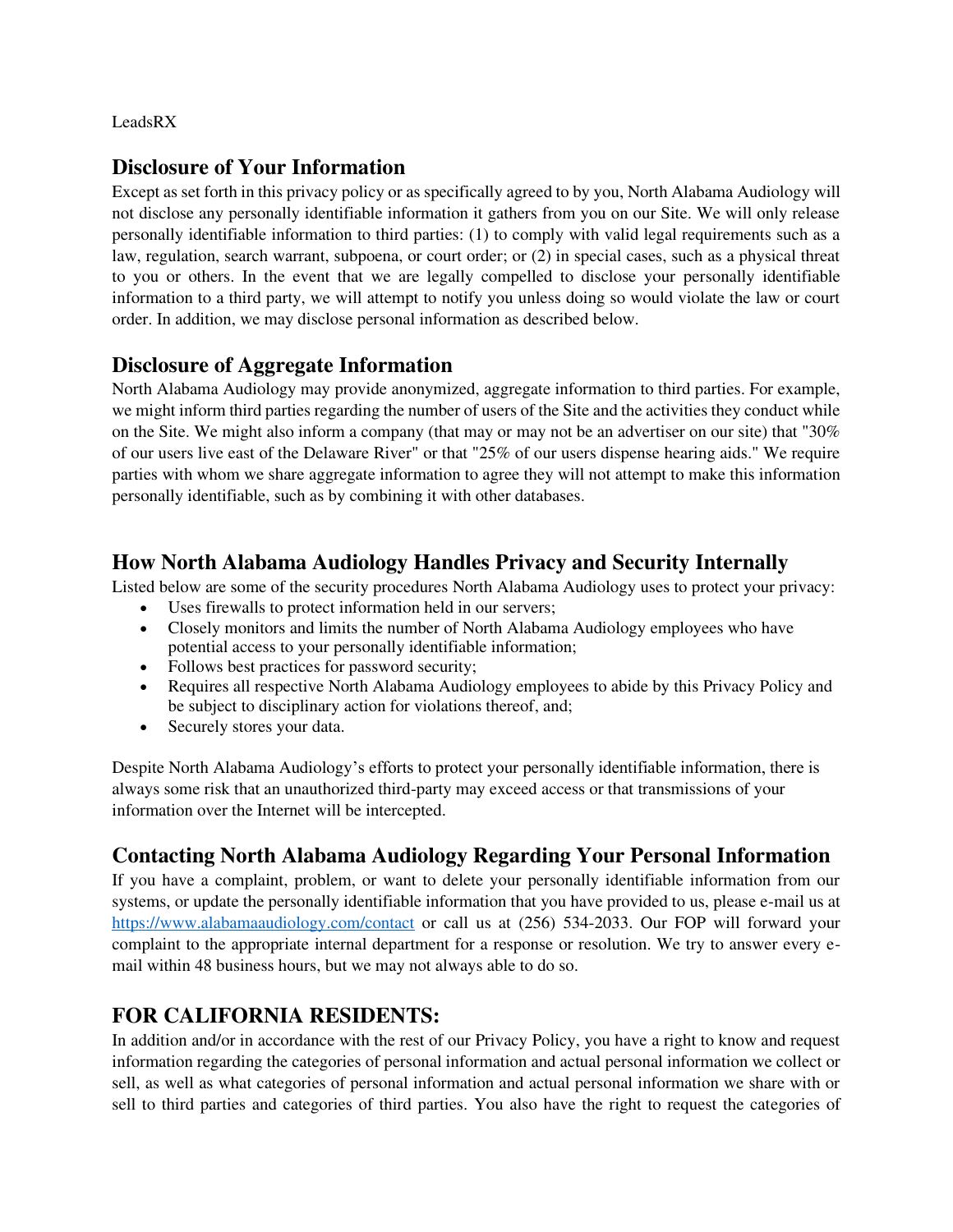LeadsRX

## Disclosure of Your Information

Except as set forth in this privacy policy or as specifically agreed to by you, North Alabama Audiology will not disclose any personally identifiable information it gathers from you on our Site. We will only release personally identifiable information to third parties: (1) to comply with valid legal requirements such as a law, regulation, search warrant, subpoena, or court order; or (2) in special cases, such as a physical threat to you or others. In the event that we are legally compelled to disclose your personally identifiable information to a third party, we will attempt to notify you unless doing so would violate the law or court order. In addition, we may disclose personal information as described below.

## Disclosure of Aggregate Information

North Alabama Audiology may provide anonymized, aggregate information to third parties. For example, we might inform third parties regarding the number of users of the Site and the activities they conduct while on the Site. We might also inform a company (that may or may not be an advertiser on our site) that "30% of our users live east of the Delaware River" or that "25% of our users dispense hearing aids." We require parties with whom we share aggregate information to agree they will not attempt to make this information personally identifiable, such as by combining it with other databases.

## How North Alabama Audiology Handles Privacy and Security Internally

Listed below are some of the security procedures North Alabama Audiology uses to protect your privacy:

- Uses firewalls to protect information held in our servers;
- Closely monitors and limits the number of North Alabama Audiology employees who have potential access to your personally identifiable information;
- Follows best practices for password security;
- Requires all respective North Alabama Audiology employees to abide by this Privacy Policy and be subject to disciplinary action for violations thereof, and;
- Securely stores your data.

Despite North Alabama Audiology's efforts to protect your personally identifiable information, there is always some risk that an unauthorized third-party may exceed access or that transmissions of your information over the Internet will be intercepted.

## Contacting North Alabama Audiology Regarding Your Personal Information

If you have a complaint, problem, or want to delete your personally identifiable information from our systems, or update the personally identifiable information that you have provided to us, please e-mail us at [https://www.alabamaaudiology.com/contact](https://www.alabamaaudiology.com/contact) or call us at (256) 534-2033. Our FOP will forward your complaint to the appropriate internal department for a response or resolution. We try to answer every e-mail within 48 business hours, but we may not always able to do so.

## FOR CALIFORNIA RESIDENTS:

In addition and/or in accordance with the rest of our Privacy Policy, you have a right to know and request information regarding the categories of personal information and actual personal information we collect or sell, as well as what categories of personal information and actual personal information we share with or sell to third parties and categories of third parties. You also have the right to request the categories of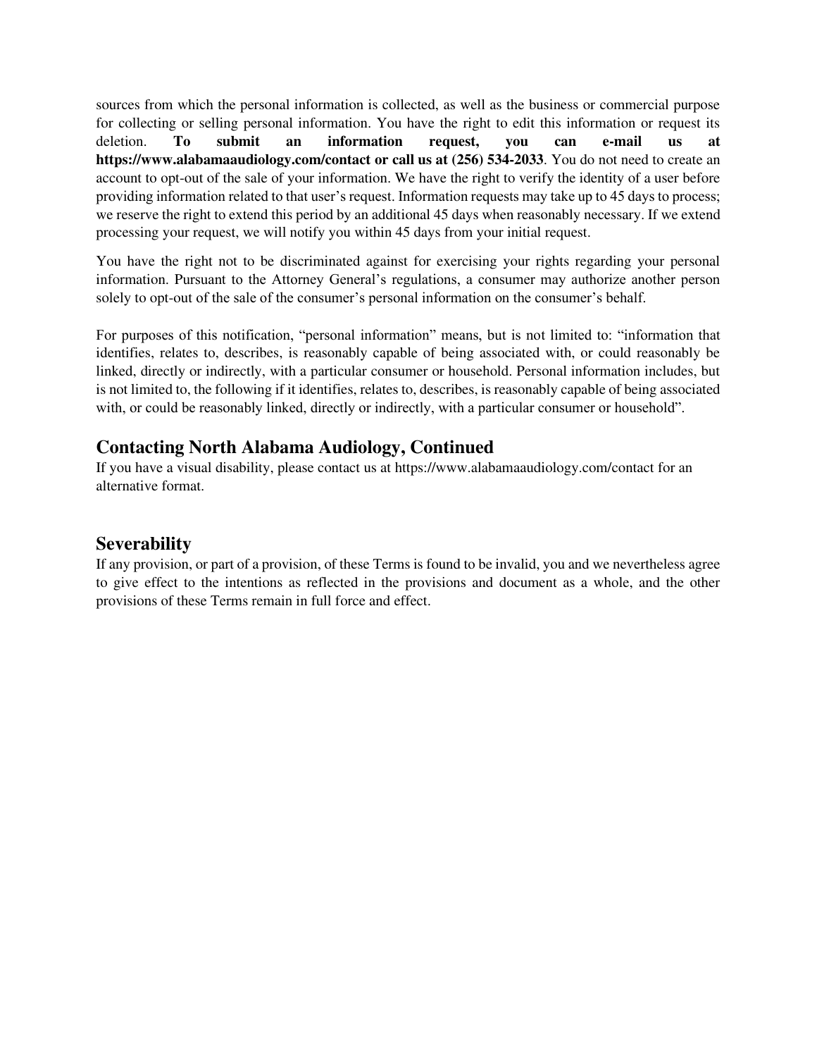sources from which the personal information is collected, as well as the business or commercial purpose for collecting or selling personal information. You have the right to edit this information or request its deletion. **To submit an information request, you can e-mail us at https://www.alabamaaudiology.com/contact or call us at (256) 534-2033**. You do not need to create an account to opt-out of the sale of your information. We have the right to verify the identity of a user before providing information related to that user's request. Information requests may take up to 45 days to process; we reserve the right to extend this period by an additional 45 days when reasonably necessary. If we extend processing your request, we will notify you within 45 days from your initial request.

You have the right not to be discriminated against for exercising your rights regarding your personal information. Pursuant to the Attorney General's regulations, a consumer may authorize another person solely to opt-out of the sale of the consumer's personal information on the consumer's behalf.

For purposes of this notification, "personal information" means, but is not limited to: "information that identifies, relates to, describes, is reasonably capable of being associated with, or could reasonably be linked, directly or indirectly, with a particular consumer or household. Personal information includes, but is not limited to, the following if it identifies, relates to, describes, is reasonably capable of being associated with, or could be reasonably linked, directly or indirectly, with a particular consumer or household".

## Contacting North Alabama Audiology, Continued

If you have a visual disability, please contact us at https://www.alabamaaudiology.com/contact for an alternative format.

## Severability

If any provision, or part of a provision, of these Terms is found to be invalid, you and we nevertheless agree to give effect to the intentions as reflected in the provisions and document as a whole, and the other provisions of these Terms remain in full force and effect.